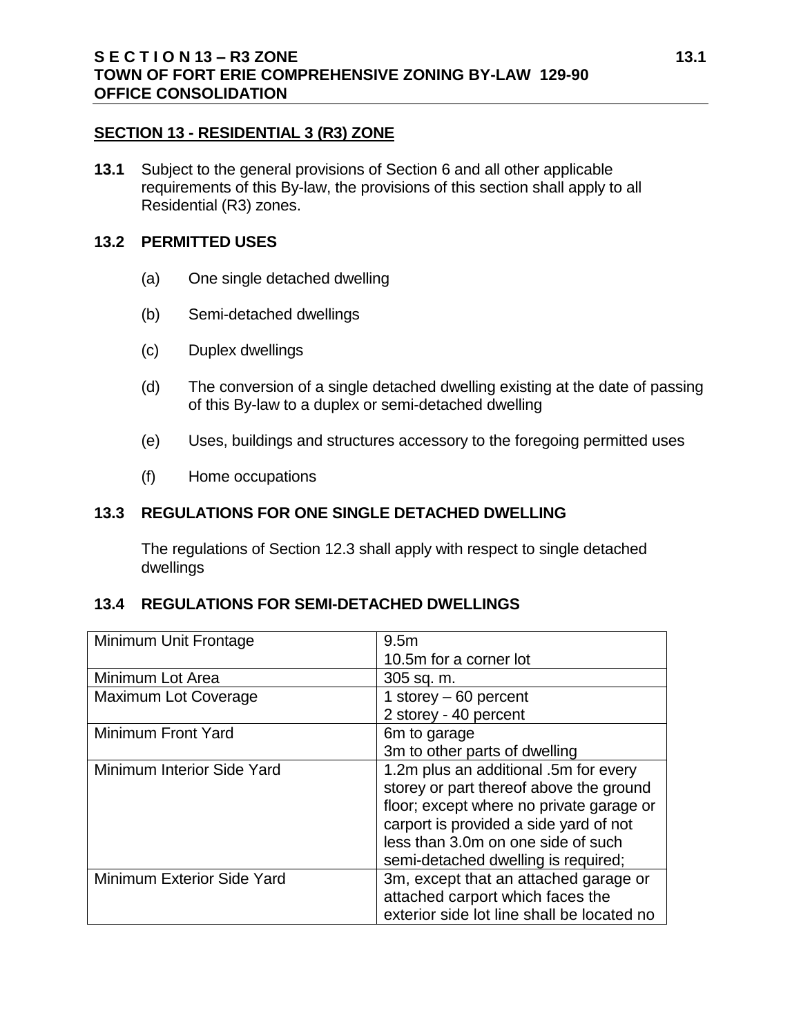## SECTION 13 - RESIDENTIAL 3 (R3) ZONE

**13.1** Subject to the general provisions of Section 6 and all other applicable requirements of this By-law, the provisions of this section shall apply to all Residential (R3) zones.

### 13.2 PERMITTED USES

(a) One single detached dwelling

(b) Semi-detached dwellings

(c) Duplex dwellings

(d) The conversion of a single detached dwelling existing at the date of passing of this By-law to a duplex or semi-detached dwelling

(e) Uses, buildings and structures accessory to the foregoing permitted uses

(f) Home occupations

### 13.3 REGULATIONS FOR ONE SINGLE DETACHED DWELLING

The regulations of Section 12.3 shall apply with respect to single detached dwellings

### 13.4 REGULATIONS FOR SEMI-DETACHED DWELLINGS

| | |
|---|---|
| Minimum Unit Frontage | 9.5m<br>10.5m for a corner lot |
| Minimum Lot Area | 305 sq. m. |
| Maximum Lot Coverage | 1 storey – 60 percent<br>2 storey - 40 percent |
| Minimum Front Yard | 6m to garage<br>3m to other parts of dwelling |
| Minimum Interior Side Yard | 1.2m plus an additional .5m for every storey or part thereof above the ground floor; except where no private garage or carport is provided a side yard of not less than 3.0m on one side of such semi-detached dwelling is required; |
| Minimum Exterior Side Yard | 3m, except that an attached garage or attached carport which faces the exterior side lot line shall be located no |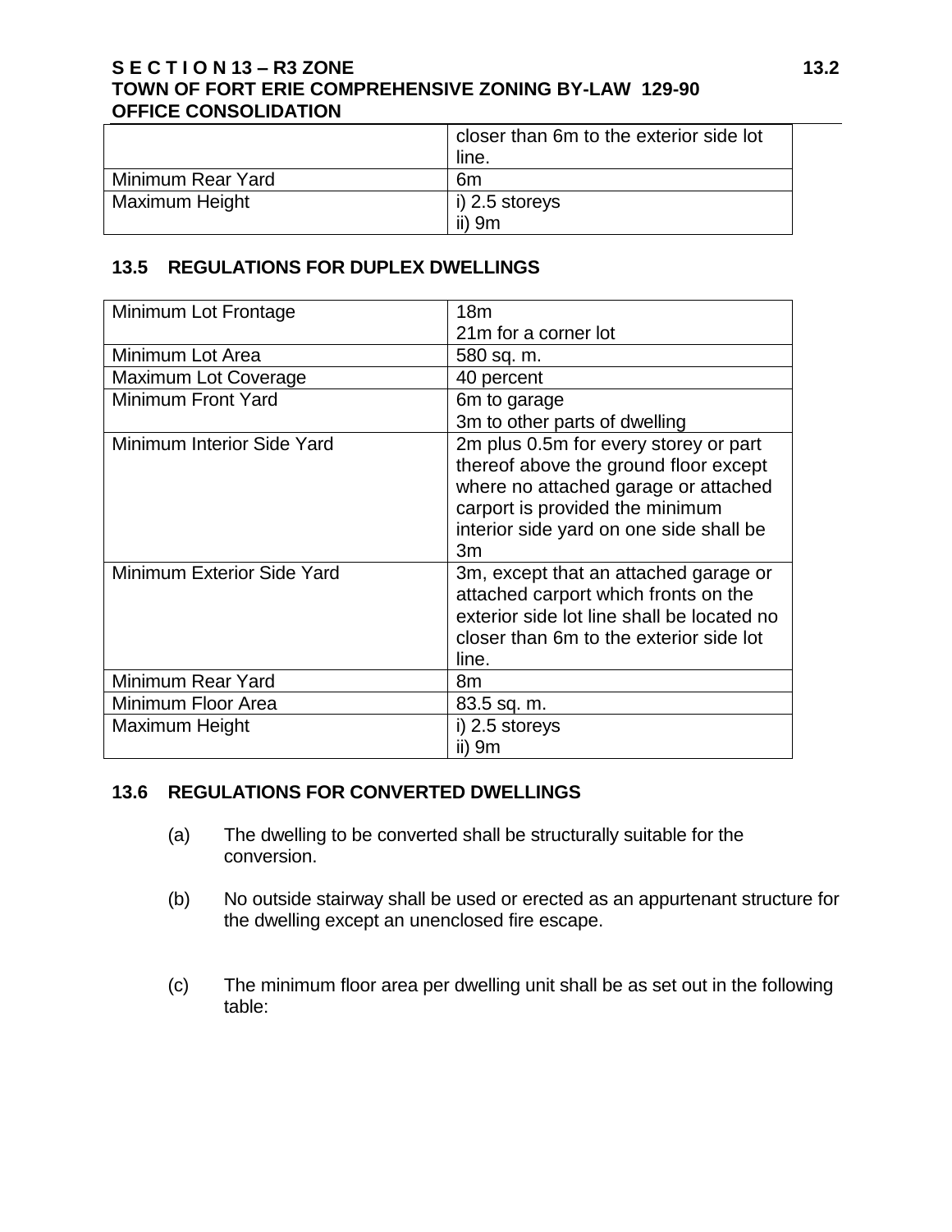| | |
|---|---|
| | closer than 6m to the exterior side lot line. |
| Minimum Rear Yard | 6m |
| Maximum Height | i) 2.5 storeys<br>ii) 9m |

### 13.5 REGULATIONS FOR DUPLEX DWELLINGS

| | |
|---|---|
| Minimum Lot Frontage | 18m<br>21m for a corner lot |
| Minimum Lot Area | 580 sq. m. |
| Maximum Lot Coverage | 40 percent |
| Minimum Front Yard | 6m to garage<br>3m to other parts of dwelling |
| Minimum Interior Side Yard | 2m plus 0.5m for every storey or part thereof above the ground floor except where no attached garage or attached carport is provided the minimum interior side yard on one side shall be 3m |
| Minimum Exterior Side Yard | 3m, except that an attached garage or attached carport which fronts on the exterior side lot line shall be located no closer than 6m to the exterior side lot line. |
| Minimum Rear Yard | 8m |
| Minimum Floor Area | 83.5 sq. m. |
| Maximum Height | i) 2.5 storeys<br>ii) 9m |

### 13.6 REGULATIONS FOR CONVERTED DWELLINGS

(a) The dwelling to be converted shall be structurally suitable for the conversion.

(b) No outside stairway shall be used or erected as an appurtenant structure for the dwelling except an unenclosed fire escape.

(c) The minimum floor area per dwelling unit shall be as set out in the following table: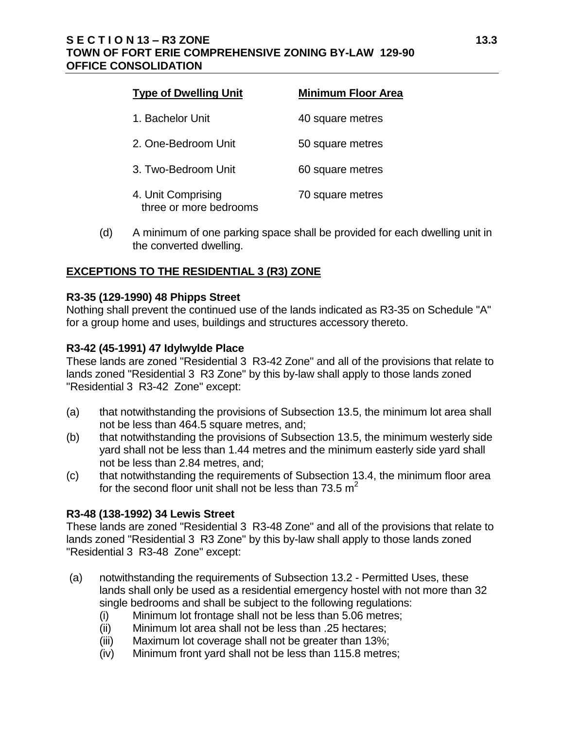| Type of Dwelling Unit | Minimum Floor Area |
| --- | --- |
| 1. Bachelor Unit | 40 square metres |
| 2. One-Bedroom Unit | 50 square metres |
| 3. Two-Bedroom Unit | 60 square metres |
| 4. Unit Comprising three or more bedrooms | 70 square metres |

(d) A minimum of one parking space shall be provided for each dwelling unit in the converted dwelling.

## EXCEPTIONS TO THE RESIDENTIAL 3 (R3) ZONE

**R3-35 (129-1990) 48 Phipps Street**

Nothing shall prevent the continued use of the lands indicated as R3-35 on Schedule "A" for a group home and uses, buildings and structures accessory thereto.

**R3-42 (45-1991) 47 Idylwylde Place**

These lands are zoned "Residential 3 R3-42 Zone" and all of the provisions that relate to lands zoned "Residential 3 R3 Zone" by this by-law shall apply to those lands zoned "Residential 3 R3-42 Zone" except:

(a) that notwithstanding the provisions of Subsection 13.5, the minimum lot area shall not be less than 464.5 square metres, and;

(b) that notwithstanding the provisions of Subsection 13.5, the minimum westerly side yard shall not be less than 1.44 metres and the minimum easterly side yard shall not be less than 2.84 metres, and;

(c) that notwithstanding the requirements of Subsection 13.4, the minimum floor area for the second floor unit shall not be less than 73.5 $m^2$

**R3-48 (138-1992) 34 Lewis Street**

These lands are zoned "Residential 3 R3-48 Zone" and all of the provisions that relate to lands zoned "Residential 3 R3 Zone" by this by-law shall apply to those lands zoned "Residential 3 R3-48 Zone" except:

(a) notwithstanding the requirements of Subsection 13.2 - Permitted Uses, these lands shall only be used as a residential emergency hostel with not more than 32 single bedrooms and shall be subject to the following regulations:
   - (i) Minimum lot frontage shall not be less than 5.06 metres;
   - (ii) Minimum lot area shall not be less than .25 hectares;
   - (iii) Maximum lot coverage shall not be greater than 13%;
   - (iv) Minimum front yard shall not be less than 115.8 metres;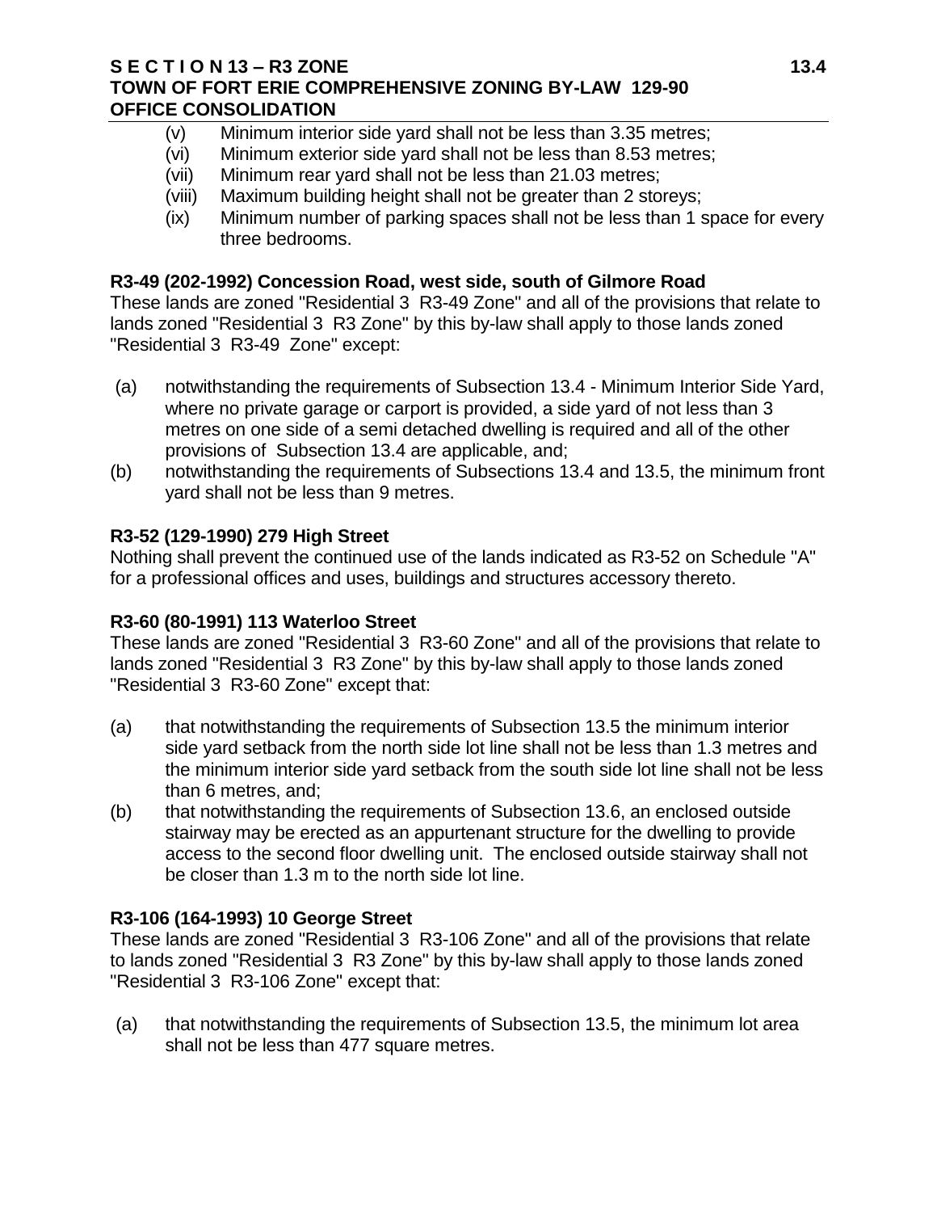(v) Minimum interior side yard shall not be less than 3.35 metres;
(vi) Minimum exterior side yard shall not be less than 8.53 metres;
(vii) Minimum rear yard shall not be less than 21.03 metres;
(viii) Maximum building height shall not be greater than 2 storeys;
(ix) Minimum number of parking spaces shall not be less than 1 space for every three bedrooms.

**R3-49 (202-1992) Concession Road, west side, south of Gilmore Road**

These lands are zoned "Residential 3 R3-49 Zone" and all of the provisions that relate to lands zoned "Residential 3 R3 Zone" by this by-law shall apply to those lands zoned "Residential 3 R3-49 Zone" except:

(a) notwithstanding the requirements of Subsection 13.4 - Minimum Interior Side Yard, where no private garage or carport is provided, a side yard of not less than 3 metres on one side of a semi detached dwelling is required and all of the other provisions of Subsection 13.4 are applicable, and;
(b) notwithstanding the requirements of Subsections 13.4 and 13.5, the minimum front yard shall not be less than 9 metres.

**R3-52 (129-1990) 279 High Street**

Nothing shall prevent the continued use of the lands indicated as R3-52 on Schedule "A" for a professional offices and uses, buildings and structures accessory thereto.

**R3-60 (80-1991) 113 Waterloo Street**

These lands are zoned "Residential 3 R3-60 Zone" and all of the provisions that relate to lands zoned "Residential 3 R3 Zone" by this by-law shall apply to those lands zoned "Residential 3 R3-60 Zone" except that:

(a) that notwithstanding the requirements of Subsection 13.5 the minimum interior side yard setback from the north side lot line shall not be less than 1.3 metres and the minimum interior side yard setback from the south side lot line shall not be less than 6 metres, and;
(b) that notwithstanding the requirements of Subsection 13.6, an enclosed outside stairway may be erected as an appurtenant structure for the dwelling to provide access to the second floor dwelling unit. The enclosed outside stairway shall not be closer than 1.3 m to the north side lot line.

**R3-106 (164-1993) 10 George Street**

These lands are zoned "Residential 3 R3-106 Zone" and all of the provisions that relate to lands zoned "Residential 3 R3 Zone" by this by-law shall apply to those lands zoned "Residential 3 R3-106 Zone" except that:

(a) that notwithstanding the requirements of Subsection 13.5, the minimum lot area shall not be less than 477 square metres.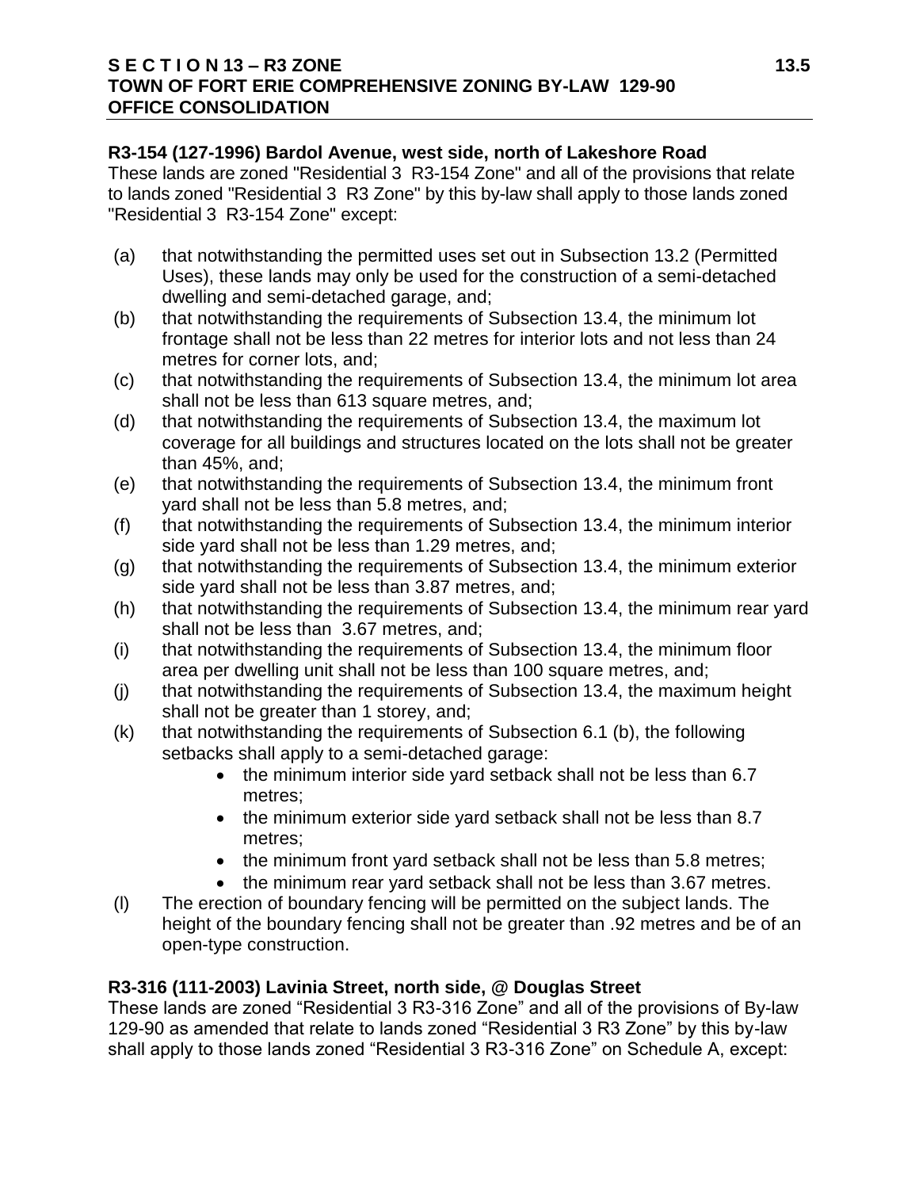**R3-154 (127-1996) Bardol Avenue, west side, north of Lakeshore Road**

These lands are zoned "Residential 3 R3-154 Zone" and all of the provisions that relate to lands zoned "Residential 3 R3 Zone" by this by-law shall apply to those lands zoned "Residential 3 R3-154 Zone" except:

(a) that notwithstanding the permitted uses set out in Subsection 13.2 (Permitted Uses), these lands may only be used for the construction of a semi-detached dwelling and semi-detached garage, and;

(b) that notwithstanding the requirements of Subsection 13.4, the minimum lot frontage shall not be less than 22 metres for interior lots and not less than 24 metres for corner lots, and;

(c) that notwithstanding the requirements of Subsection 13.4, the minimum lot area shall not be less than 613 square metres, and;

(d) that notwithstanding the requirements of Subsection 13.4, the maximum lot coverage for all buildings and structures located on the lots shall not be greater than 45%, and;

(e) that notwithstanding the requirements of Subsection 13.4, the minimum front yard shall not be less than 5.8 metres, and;

(f) that notwithstanding the requirements of Subsection 13.4, the minimum interior side yard shall not be less than 1.29 metres, and;

(g) that notwithstanding the requirements of Subsection 13.4, the minimum exterior side yard shall not be less than 3.87 metres, and;

(h) that notwithstanding the requirements of Subsection 13.4, the minimum rear yard shall not be less than 3.67 metres, and;

(i) that notwithstanding the requirements of Subsection 13.4, the minimum floor area per dwelling unit shall not be less than 100 square metres, and;

(j) that notwithstanding the requirements of Subsection 13.4, the maximum height shall not be greater than 1 storey, and;

(k) that notwithstanding the requirements of Subsection 6.1 (b), the following setbacks shall apply to a semi-detached garage:
- the minimum interior side yard setback shall not be less than 6.7 metres;
- the minimum exterior side yard setback shall not be less than 8.7 metres;
- the minimum front yard setback shall not be less than 5.8 metres;
- the minimum rear yard setback shall not be less than 3.67 metres.

(l) The erection of boundary fencing will be permitted on the subject lands. The height of the boundary fencing shall not be greater than .92 metres and be of an open-type construction.

**R3-316 (111-2003) Lavinia Street, north side, @ Douglas Street**

These lands are zoned “Residential 3 R3-316 Zone” and all of the provisions of By-law 129-90 as amended that relate to lands zoned “Residential 3 R3 Zone” by this by-law shall apply to those lands zoned “Residential 3 R3-316 Zone” on Schedule A, except: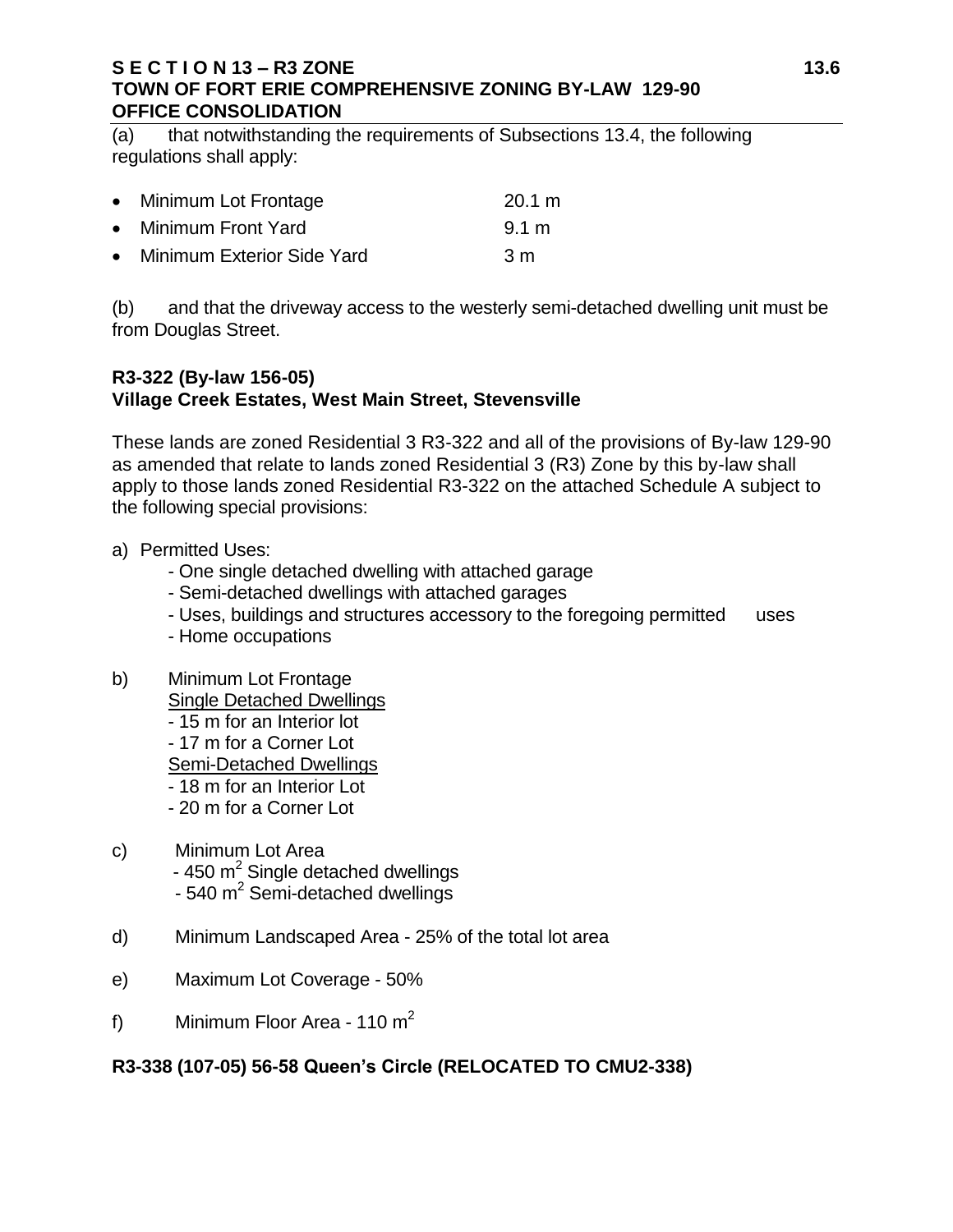(a) that notwithstanding the requirements of Subsections 13.4, the following regulations shall apply:

- Minimum Lot Frontage 20.1 m
- Minimum Front Yard 9.1 m
- Minimum Exterior Side Yard 3 m

(b) and that the driveway access to the westerly semi-detached dwelling unit must be from Douglas Street.

**R3-322 (By-law 156-05)**
**Village Creek Estates, West Main Street, Stevensville**

These lands are zoned Residential 3 R3-322 and all of the provisions of By-law 129-90 as amended that relate to lands zoned Residential 3 (R3) Zone by this by-law shall apply to those lands zoned Residential R3-322 on the attached Schedule A subject to the following special provisions:

a) Permitted Uses:
   - One single detached dwelling with attached garage
   - Semi-detached dwellings with attached garages
   - Uses, buildings and structures accessory to the foregoing permitted uses
   - Home occupations

b) Minimum Lot Frontage
   Single Detached Dwellings
   - 15 m for an Interior lot
   - 17 m for a Corner Lot
   Semi-Detached Dwellings
   - 18 m for an Interior Lot
   - 20 m for a Corner Lot

c) Minimum Lot Area
   - 450 $m^2$ Single detached dwellings
   - 540 $m^2$ Semi-detached dwellings

d) Minimum Landscaped Area - 25% of the total lot area

e) Maximum Lot Coverage - 50%

f) Minimum Floor Area - 110 $m^2$

**R3-338 (107-05) 56-58 Queen's Circle (RELOCATED TO CMU2-338)**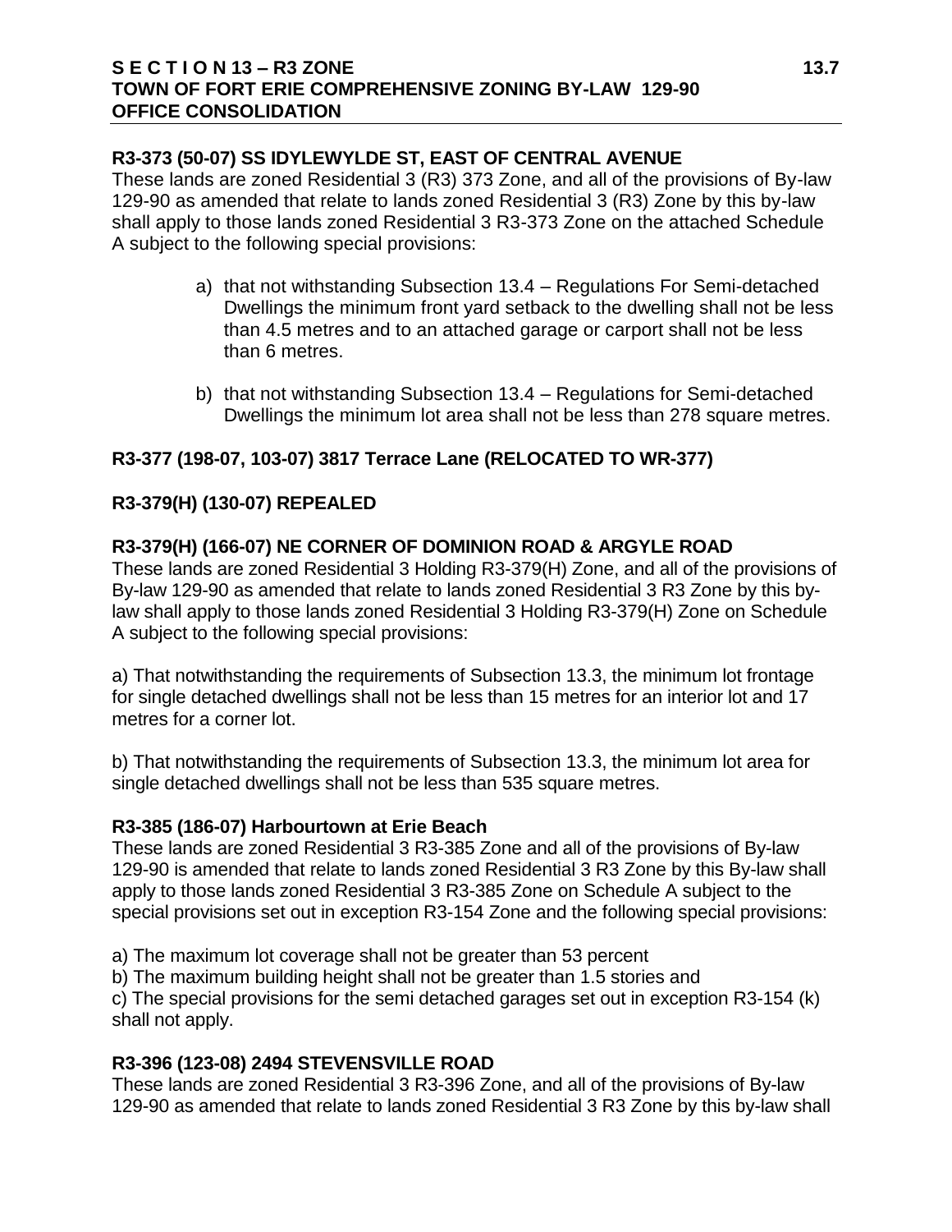### R3-373 (50-07) SS IDYLEWYLDE ST, EAST OF CENTRAL AVENUE

These lands are zoned Residential 3 (R3) 373 Zone, and all of the provisions of By-law 129-90 as amended that relate to lands zoned Residential 3 (R3) Zone by this by-law shall apply to those lands zoned Residential 3 R3-373 Zone on the attached Schedule A subject to the following special provisions:

a) that not withstanding Subsection 13.4 – Regulations For Semi-detached Dwellings the minimum front yard setback to the dwelling shall not be less than 4.5 metres and to an attached garage or carport shall not be less than 6 metres.

b) that not withstanding Subsection 13.4 – Regulations for Semi-detached Dwellings the minimum lot area shall not be less than 278 square metres.

### R3-377 (198-07, 103-07) 3817 Terrace Lane (RELOCATED TO WR-377)

### R3-379(H) (130-07) REPEALED

### R3-379(H) (166-07) NE CORNER OF DOMINION ROAD & ARGYLE ROAD

These lands are zoned Residential 3 Holding R3-379(H) Zone, and all of the provisions of By-law 129-90 as amended that relate to lands zoned Residential 3 R3 Zone by this by-law shall apply to those lands zoned Residential 3 Holding R3-379(H) Zone on Schedule A subject to the following special provisions:

a) That notwithstanding the requirements of Subsection 13.3, the minimum lot frontage for single detached dwellings shall not be less than 15 metres for an interior lot and 17 metres for a corner lot.

b) That notwithstanding the requirements of Subsection 13.3, the minimum lot area for single detached dwellings shall not be less than 535 square metres.

### R3-385 (186-07) Harbourtown at Erie Beach

These lands are zoned Residential 3 R3-385 Zone and all of the provisions of By-law 129-90 is amended that relate to lands zoned Residential 3 R3 Zone by this By-law shall apply to those lands zoned Residential 3 R3-385 Zone on Schedule A subject to the special provisions set out in exception R3-154 Zone and the following special provisions:

a) The maximum lot coverage shall not be greater than 53 percent
b) The maximum building height shall not be greater than 1.5 stories and
c) The special provisions for the semi detached garages set out in exception R3-154 (k) shall not apply.

### R3-396 (123-08) 2494 STEVENSVILLE ROAD

These lands are zoned Residential 3 R3-396 Zone, and all of the provisions of By-law 129-90 as amended that relate to lands zoned Residential 3 R3 Zone by this by-law shall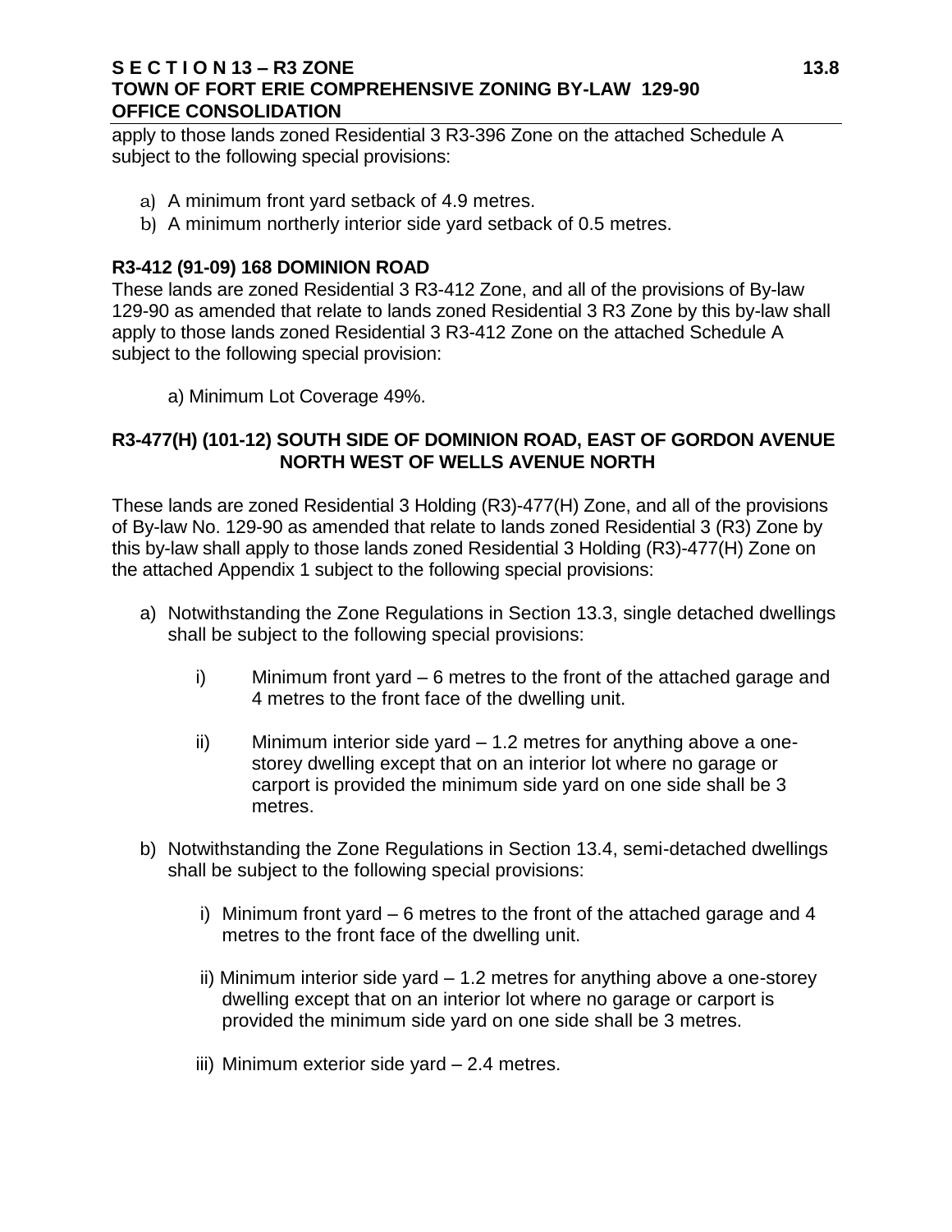apply to those lands zoned Residential 3 R3-396 Zone on the attached Schedule A subject to the following special provisions:

a) A minimum front yard setback of 4.9 metres.
b) A minimum northerly interior side yard setback of 0.5 metres.

**R3-412 (91-09) 168 DOMINION ROAD**

These lands are zoned Residential 3 R3-412 Zone, and all of the provisions of By-law 129-90 as amended that relate to lands zoned Residential 3 R3 Zone by this by-law shall apply to those lands zoned Residential 3 R3-412 Zone on the attached Schedule A subject to the following special provision:

a) Minimum Lot Coverage 49%.

**R3-477(H) (101-12) SOUTH SIDE OF DOMINION ROAD, EAST OF GORDON AVENUE NORTH WEST OF WELLS AVENUE NORTH**

These lands are zoned Residential 3 Holding (R3)-477(H) Zone, and all of the provisions of By-law No. 129-90 as amended that relate to lands zoned Residential 3 (R3) Zone by this by-law shall apply to those lands zoned Residential 3 Holding (R3)-477(H) Zone on the attached Appendix 1 subject to the following special provisions:

a) Notwithstanding the Zone Regulations in Section 13.3, single detached dwellings shall be subject to the following special provisions:

   i) Minimum front yard – 6 metres to the front of the attached garage and 4 metres to the front face of the dwelling unit.

   ii) Minimum interior side yard – 1.2 metres for anything above a one-storey dwelling except that on an interior lot where no garage or carport is provided the minimum side yard on one side shall be 3 metres.

b) Notwithstanding the Zone Regulations in Section 13.4, semi-detached dwellings shall be subject to the following special provisions:

   i) Minimum front yard – 6 metres to the front of the attached garage and 4 metres to the front face of the dwelling unit.

   ii) Minimum interior side yard – 1.2 metres for anything above a one-storey dwelling except that on an interior lot where no garage or carport is provided the minimum side yard on one side shall be 3 metres.

   iii) Minimum exterior side yard – 2.4 metres.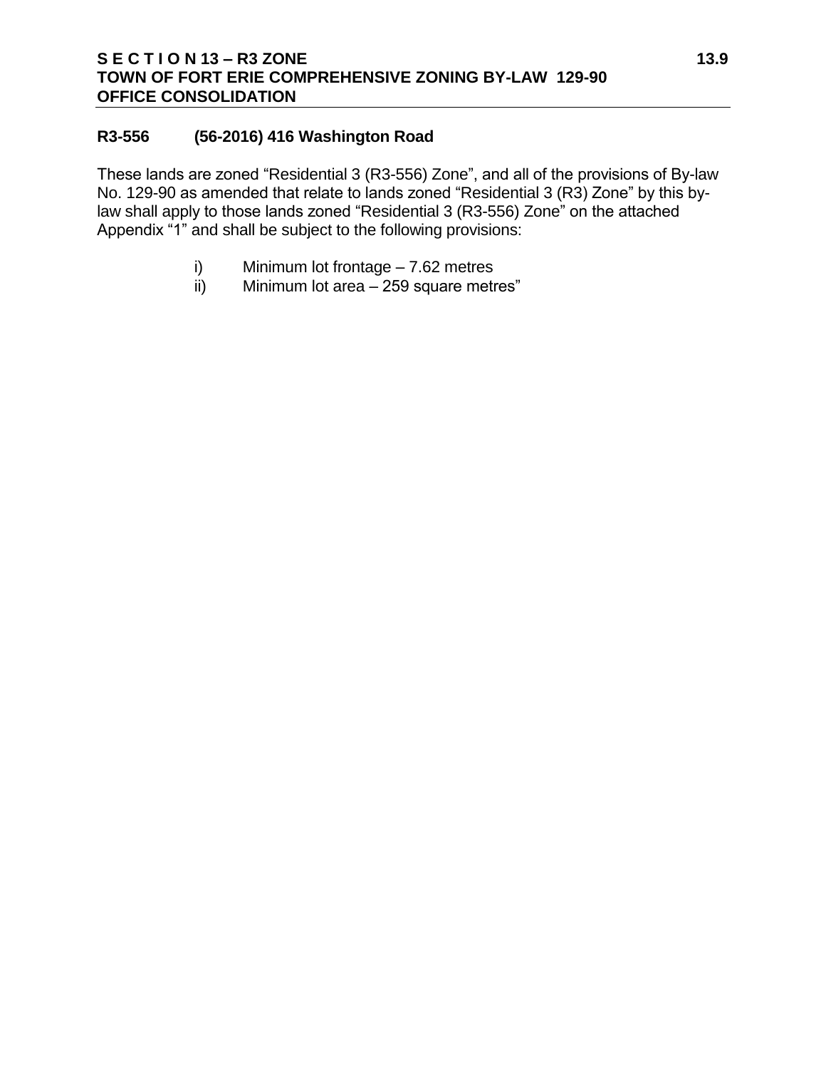### R3-556 (56-2016) 416 Washington Road

These lands are zoned "Residential 3 (R3-556) Zone", and all of the provisions of By-law No. 129-90 as amended that relate to lands zoned "Residential 3 (R3) Zone" by this by-law shall apply to those lands zoned "Residential 3 (R3-556) Zone" on the attached Appendix "1" and shall be subject to the following provisions:

- i) Minimum lot frontage – 7.62 metres
- ii) Minimum lot area – 259 square metres"